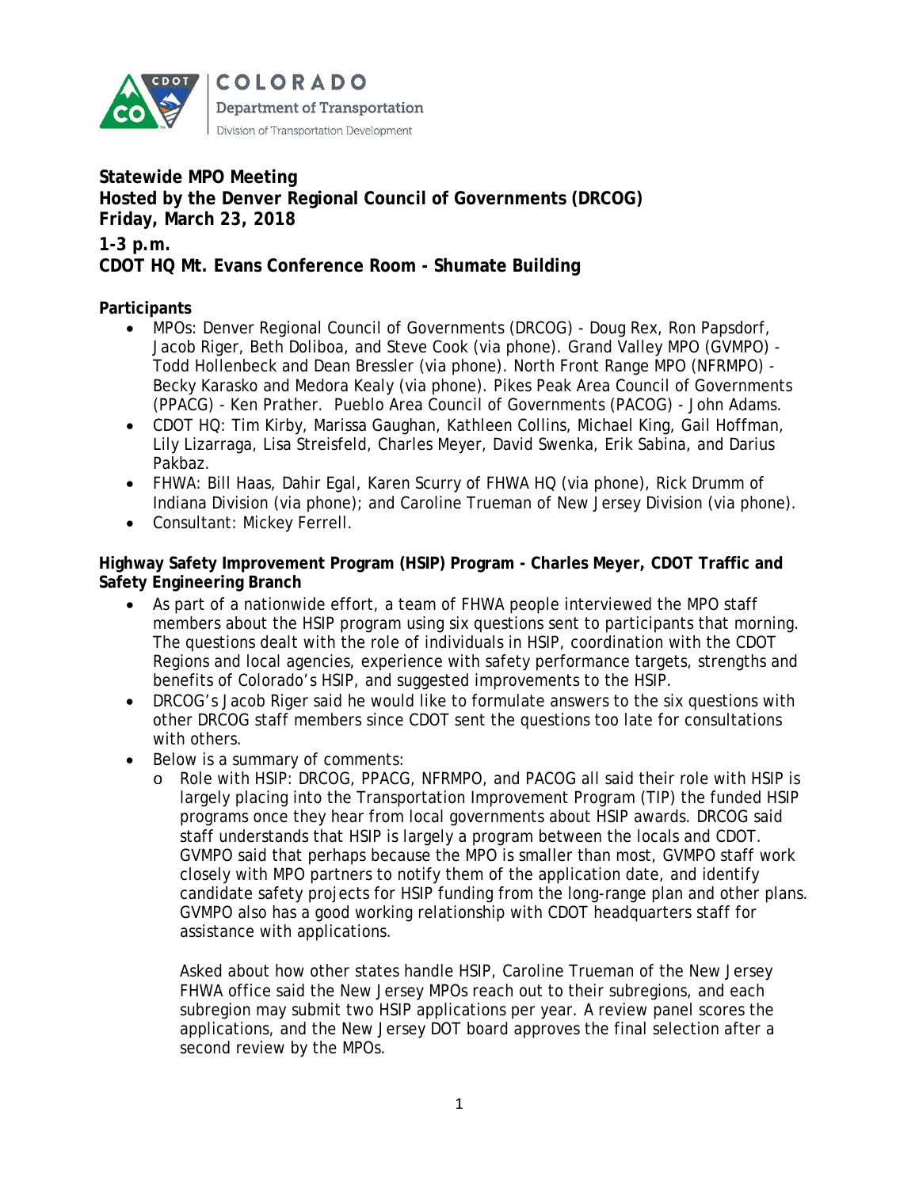COLORADO
Department of Transportation
Division of Transportation Development

**Statewide MPO Meeting**
**Hosted by the Denver Regional Council of Governments (DRCOG)**
**Friday, March 23, 2018**
**1-3 p.m.**
**CDOT HQ Mt. Evans Conference Room - Shumate Building**

**Participants**

- MPOs: Denver Regional Council of Governments (DRCOG) - Doug Rex, Ron Papsdorf, Jacob Riger, Beth Doliboa, and Steve Cook (via phone). Grand Valley MPO (GVMPO) - Todd Hollenbeck and Dean Bressler (via phone). North Front Range MPO (NFRMPO) - Becky Karasko and Medora Kealy (via phone). Pikes Peak Area Council of Governments (PPACG) - Ken Prather. Pueblo Area Council of Governments (PACOG) - John Adams.
- CDOT HQ: Tim Kirby, Marissa Gaughan, Kathleen Collins, Michael King, Gail Hoffman, Lily Lizarraga, Lisa Streisfeld, Charles Meyer, David Swenka, Erik Sabina, and Darius Pakbaz.
- FHWA: Bill Haas, Dahir Egal, Karen Scurry of FHWA HQ (via phone), Rick Drumm of Indiana Division (via phone); and Caroline Trueman of New Jersey Division (via phone).
- Consultant: Mickey Ferrell.

**Highway Safety Improvement Program (HSIP) Program - Charles Meyer, CDOT Traffic and Safety Engineering Branch**

- As part of a nationwide effort, a team of FHWA people interviewed the MPO staff members about the HSIP program using six questions sent to participants that morning. The questions dealt with the role of individuals in HSIP, coordination with the CDOT Regions and local agencies, experience with safety performance targets, strengths and benefits of Colorado's HSIP, and suggested improvements to the HSIP.
- DRCOG's Jacob Riger said he would like to formulate answers to the six questions with other DRCOG staff members since CDOT sent the questions too late for consultations with others.
- Below is a summary of comments:
  - Role with HSIP: DRCOG, PPACG, NFRMPO, and PACOG all said their role with HSIP is largely placing into the Transportation Improvement Program (TIP) the funded HSIP programs once they hear from local governments about HSIP awards. DRCOG said staff understands that HSIP is largely a program between the locals and CDOT. GVMPO said that perhaps because the MPO is smaller than most, GVMPO staff work closely with MPO partners to notify them of the application date, and identify candidate safety projects for HSIP funding from the long-range plan and other plans. GVMPO also has a good working relationship with CDOT headquarters staff for assistance with applications.

    Asked about how other states handle HSIP, Caroline Trueman of the New Jersey FHWA office said the New Jersey MPOs reach out to their subregions, and each subregion may submit two HSIP applications per year. A review panel scores the applications, and the New Jersey DOT board approves the final selection after a second review by the MPOs.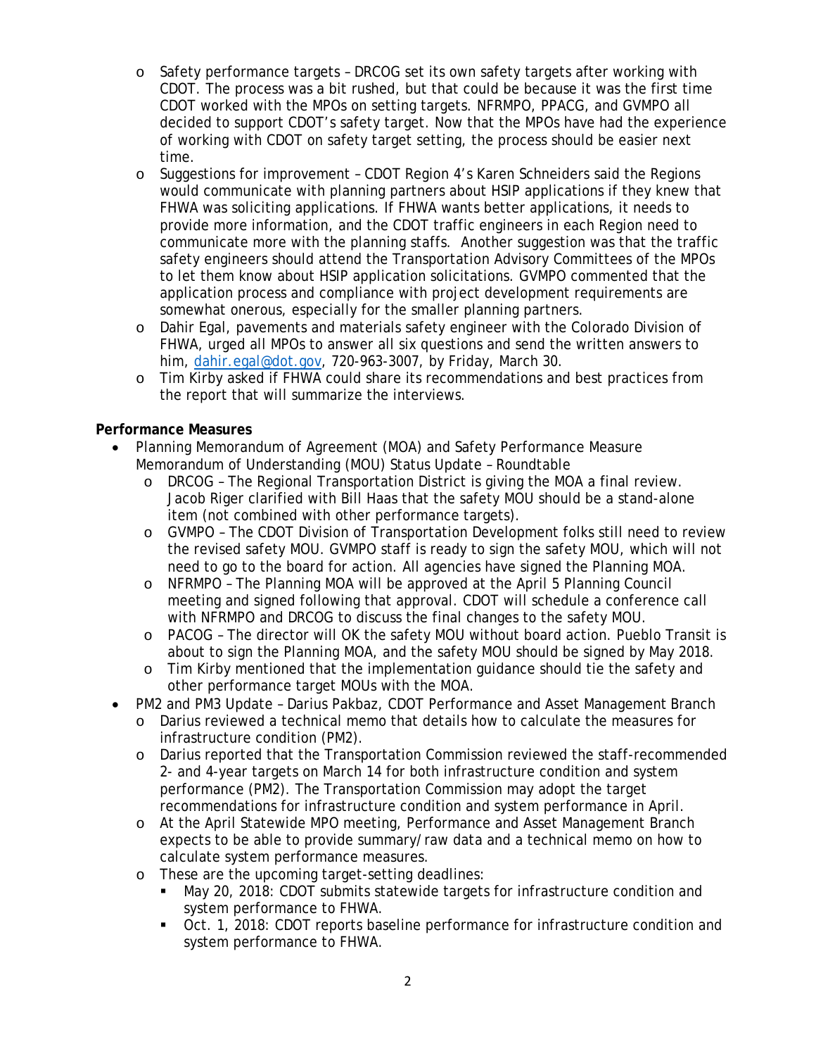- Safety performance targets – DRCOG set its own safety targets after working with CDOT. The process was a bit rushed, but that could be because it was the first time CDOT worked with the MPOs on setting targets. NFRMPO, PPACG, and GVMPO all decided to support CDOT's safety target. Now that the MPOs have had the experience of working with CDOT on safety target setting, the process should be easier next time.
- Suggestions for improvement – CDOT Region 4's Karen Schneiders said the Regions would communicate with planning partners about HSIP applications if they knew that FHWA was soliciting applications. If FHWA wants better applications, it needs to provide more information, and the CDOT traffic engineers in each Region need to communicate more with the planning staffs. Another suggestion was that the traffic safety engineers should attend the Transportation Advisory Committees of the MPOs to let them know about HSIP application solicitations. GVMPO commented that the application process and compliance with project development requirements are somewhat onerous, especially for the smaller planning partners.
- Dahir Egal, pavements and materials safety engineer with the Colorado Division of FHWA, urged all MPOs to answer all six questions and send the written answers to him, dahir.egal@dot.gov, 720-963-3007, by Friday, March 30.
- Tim Kirby asked if FHWA could share its recommendations and best practices from the report that will summarize the interviews.

**Performance Measures**

- Planning Memorandum of Agreement (MOA) and Safety Performance Measure Memorandum of Understanding (MOU) Status Update – Roundtable
  - DRCOG – The Regional Transportation District is giving the MOA a final review. Jacob Riger clarified with Bill Haas that the safety MOU should be a stand-alone item (not combined with other performance targets).
  - GVMPO – The CDOT Division of Transportation Development folks still need to review the revised safety MOU. GVMPO staff is ready to sign the safety MOU, which will not need to go to the board for action. All agencies have signed the Planning MOA.
  - NFRMPO – The Planning MOA will be approved at the April 5 Planning Council meeting and signed following that approval. CDOT will schedule a conference call with NFRMPO and DRCOG to discuss the final changes to the safety MOU.
  - PACOG – The director will OK the safety MOU without board action. Pueblo Transit is about to sign the Planning MOA, and the safety MOU should be signed by May 2018.
  - Tim Kirby mentioned that the implementation guidance should tie the safety and other performance target MOUs with the MOA.
- PM2 and PM3 Update – Darius Pakbaz, CDOT Performance and Asset Management Branch
  - Darius reviewed a technical memo that details how to calculate the measures for infrastructure condition (PM2).
  - Darius reported that the Transportation Commission reviewed the staff-recommended 2- and 4-year targets on March 14 for both infrastructure condition and system performance (PM2). The Transportation Commission may adopt the target recommendations for infrastructure condition and system performance in April.
  - At the April Statewide MPO meeting, Performance and Asset Management Branch expects to be able to provide summary/raw data and a technical memo on how to calculate system performance measures.
  - These are the upcoming target-setting deadlines:
    - May 20, 2018: CDOT submits statewide targets for infrastructure condition and system performance to FHWA.
    - Oct. 1, 2018: CDOT reports baseline performance for infrastructure condition and system performance to FHWA.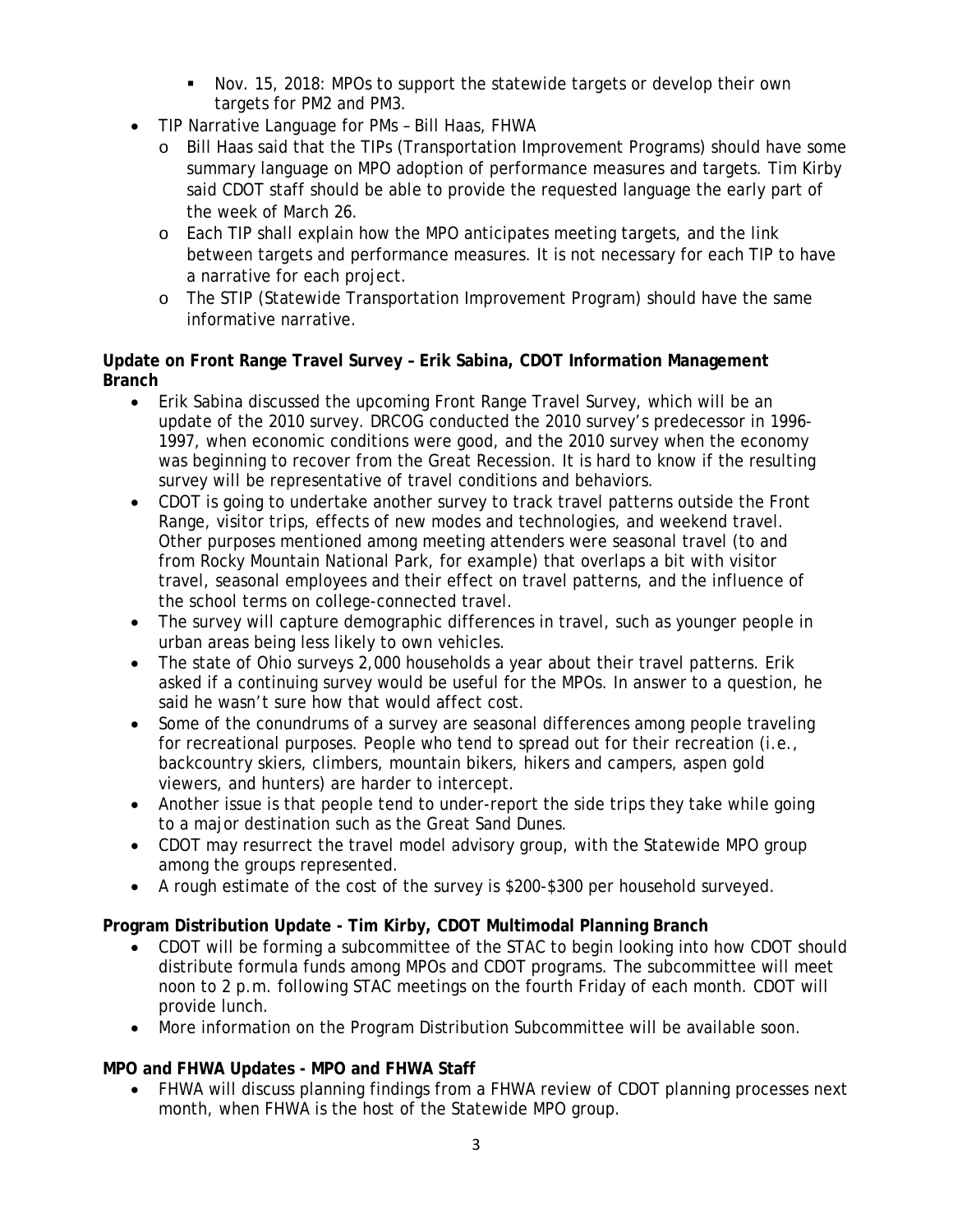- Nov. 15, 2018: MPOs to support the statewide targets or develop their own targets for PM2 and PM3.
- TIP Narrative Language for PMs – Bill Haas, FHWA
  - Bill Haas said that the TIPs (Transportation Improvement Programs) should have some summary language on MPO adoption of performance measures and targets. Tim Kirby said CDOT staff should be able to provide the requested language the early part of the week of March 26.
  - Each TIP shall explain how the MPO anticipates meeting targets, and the link between targets and performance measures. It is not necessary for each TIP to have a narrative for each project.
  - The STIP (Statewide Transportation Improvement Program) should have the same informative narrative.

**Update on Front Range Travel Survey – Erik Sabina, CDOT Information Management Branch**

- Erik Sabina discussed the upcoming Front Range Travel Survey, which will be an update of the 2010 survey. DRCOG conducted the 2010 survey's predecessor in 1996-1997, when economic conditions were good, and the 2010 survey when the economy was beginning to recover from the Great Recession. It is hard to know if the resulting survey will be representative of travel conditions and behaviors.
- CDOT is going to undertake another survey to track travel patterns outside the Front Range, visitor trips, effects of new modes and technologies, and weekend travel. Other purposes mentioned among meeting attenders were seasonal travel (to and from Rocky Mountain National Park, for example) that overlaps a bit with visitor travel, seasonal employees and their effect on travel patterns, and the influence of the school terms on college-connected travel.
- The survey will capture demographic differences in travel, such as younger people in urban areas being less likely to own vehicles.
- The state of Ohio surveys 2,000 households a year about their travel patterns. Erik asked if a continuing survey would be useful for the MPOs. In answer to a question, he said he wasn't sure how that would affect cost.
- Some of the conundrums of a survey are seasonal differences among people traveling for recreational purposes. People who tend to spread out for their recreation (i.e., backcountry skiers, climbers, mountain bikers, hikers and campers, aspen gold viewers, and hunters) are harder to intercept.
- Another issue is that people tend to under-report the side trips they take while going to a major destination such as the Great Sand Dunes.
- CDOT may resurrect the travel model advisory group, with the Statewide MPO group among the groups represented.
- A rough estimate of the cost of the survey is $200-$300 per household surveyed.

**Program Distribution Update - Tim Kirby, CDOT Multimodal Planning Branch**

- CDOT will be forming a subcommittee of the STAC to begin looking into how CDOT should distribute formula funds among MPOs and CDOT programs. The subcommittee will meet noon to 2 p.m. following STAC meetings on the fourth Friday of each month. CDOT will provide lunch.
- More information on the Program Distribution Subcommittee will be available soon.

**MPO and FHWA Updates - MPO and FHWA Staff**

- FHWA will discuss planning findings from a FHWA review of CDOT planning processes next month, when FHWA is the host of the Statewide MPO group.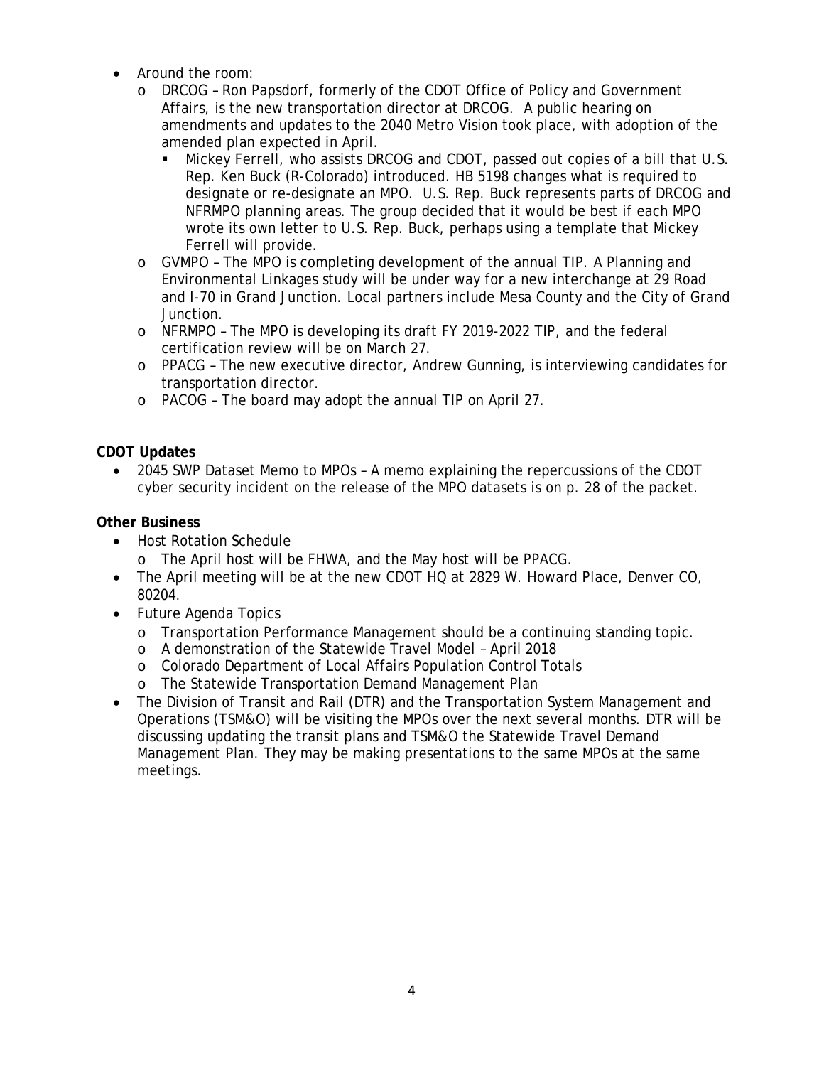- Around the room:
  - DRCOG – Ron Papsdorf, formerly of the CDOT Office of Policy and Government Affairs, is the new transportation director at DRCOG. A public hearing on amendments and updates to the 2040 Metro Vision took place, with adoption of the amended plan expected in April.
    - Mickey Ferrell, who assists DRCOG and CDOT, passed out copies of a bill that U.S. Rep. Ken Buck (R-Colorado) introduced. HB 5198 changes what is required to designate or re-designate an MPO. U.S. Rep. Buck represents parts of DRCOG and NFRMPO planning areas. The group decided that it would be best if each MPO wrote its own letter to U.S. Rep. Buck, perhaps using a template that Mickey Ferrell will provide.
  - GVMPO – The MPO is completing development of the annual TIP. A Planning and Environmental Linkages study will be under way for a new interchange at 29 Road and I-70 in Grand Junction. Local partners include Mesa County and the City of Grand Junction.
  - NFRMPO – The MPO is developing its draft FY 2019-2022 TIP, and the federal certification review will be on March 27.
  - PPACG – The new executive director, Andrew Gunning, is interviewing candidates for transportation director.
  - PACOG – The board may adopt the annual TIP on April 27.

**CDOT Updates**

- 2045 SWP Dataset Memo to MPOs – A memo explaining the repercussions of the CDOT cyber security incident on the release of the MPO datasets is on p. 28 of the packet.

**Other Business**

- Host Rotation Schedule
  - The April host will be FHWA, and the May host will be PPACG.
- The April meeting will be at the new CDOT HQ at 2829 W. Howard Place, Denver CO, 80204.
- Future Agenda Topics
  - Transportation Performance Management should be a continuing standing topic.
  - A demonstration of the Statewide Travel Model – April 2018
  - Colorado Department of Local Affairs Population Control Totals
  - The Statewide Transportation Demand Management Plan
- The Division of Transit and Rail (DTR) and the Transportation System Management and Operations (TSM&O) will be visiting the MPOs over the next several months. DTR will be discussing updating the transit plans and TSM&O the Statewide Travel Demand Management Plan. They may be making presentations to the same MPOs at the same meetings.